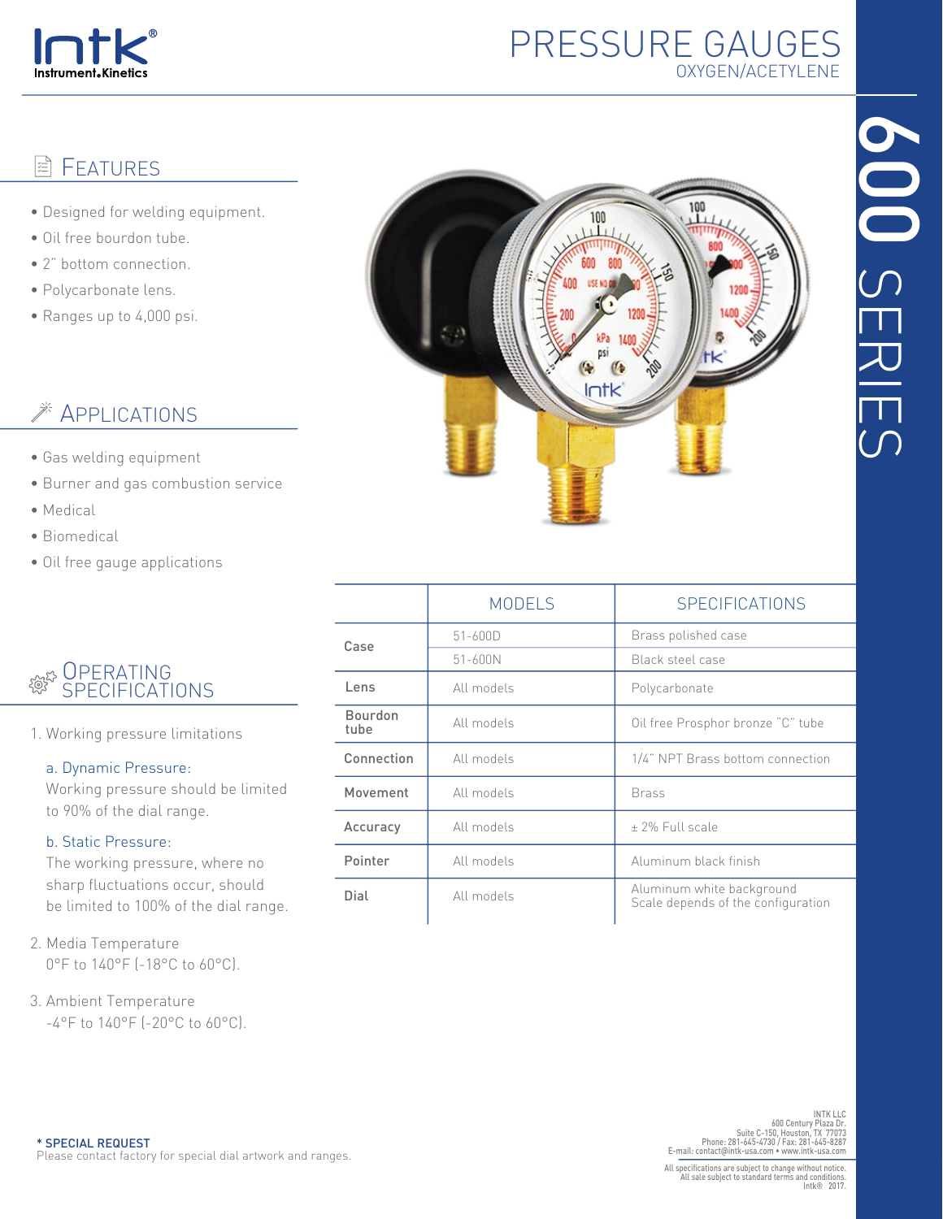# PRESSURE GAUGES

OXYGEN/ACETYLENE

600 SERIES

## FEATURES

- Designed for welding equipment.
- Oil free bourdon tube.
- 2" bottom connection.
- Polycarbonate lens.
- Ranges up to 4,000 psi.

## APPLICATIONS

- Gas welding equipment
- Burner and gas combustion service
- Medical
- Biomedical
- Oil free gauge applications

## OPERATING SPECIFICATIONS

1. Working pressure limitations

   a. Dynamic Pressure:
   Working pressure should be limited to 90% of the dial range.

   b. Static Pressure:
   The working pressure, where no sharp fluctuations occur, should be limited to 100% of the dial range.

2. Media Temperature
   0°F to 140°F (-18°C to 60°C).

3. Ambient Temperature
   -4°F to 140°F (-20°C to 60°C).

| | MODELS | SPECIFICATIONS |
|---|---|---|
| Case | 51-600D | Brass polished case |
| | 51-600N | Black steel case |
| Lens | All models | Polycarbonate |
| Bourdon tube | All models | Oil free Prosphor bronze "C" tube |
| Connection | All models | 1/4" NPT Brass bottom connection |
| Movement | All models | Brass |
| Accuracy | All models | ± 2% Full scale |
| Pointer | All models | Aluminum black finish |
| Dial | All models | Aluminum white background<br>Scale depends of the configuration |

**\* SPECIAL REQUEST**
Please contact factory for special dial artwork and ranges.

INTK LLC
600 Century Plaza Dr.
Suite C-150, Houston, TX 77073
Phone: 281-645-4730 / Fax: 281-645-8287
E-mail: contact@intk-usa.com • www.intk-usa.com

All specifications are subject to change without notice.
All sale subject to standard terms and conditions.
Intk® 2017.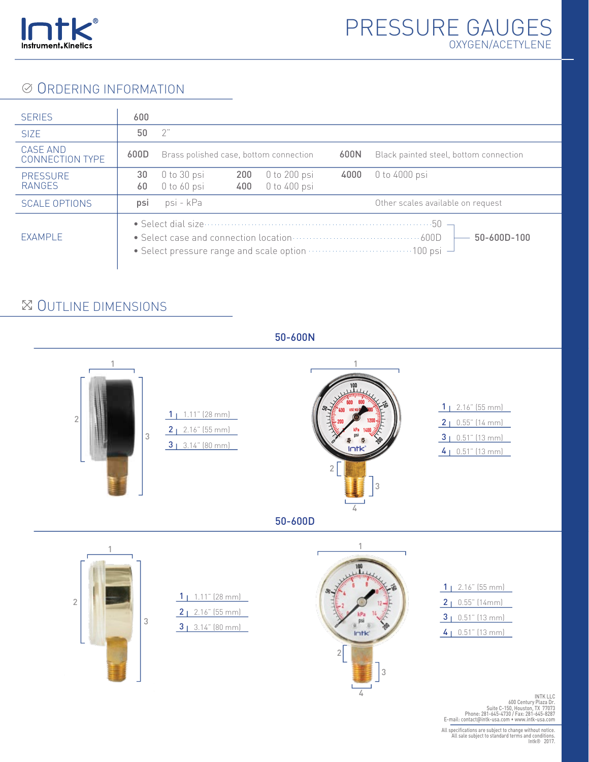# PRESSURE GAUGES

OXYGEN/ACETYLENE

## ORDERING INFORMATION

| | | | | | | |
|---|---|---|---|---|---|---|
| SERIES | 600 | | | | | |
| SIZE | 50 | 2" | | | | |
| CASE AND CONNECTION TYPE | 600D | Brass polished case, bottom connection | | | 600N | Black painted steel, bottom connection |
| PRESSURE RANGES | 30<br>60 | 0 to 30 psi<br>0 to 60 psi | 200<br>400 | 0 to 200 psi<br>0 to 400 psi | 4000 | 0 to 4000 psi |
| SCALE OPTIONS | psi | psi - kPa | | | | Other scales available on request |
| EXAMPLE | • Select dial size ........ 50<br>• Select case and connection location ........ 600D<br>• Select pressure range and scale option ........ 100 psi | | | | | 50-600D-100 |

## OUTLINE DIMENSIONS

### 50-600N

Side view:

1 | 1.11" (28 mm)
2 | 2.16" (55 mm)
3 | 3.14" (80 mm)

Front view:

1 | 2.16" (55 mm)
2 | 0.55" (14 mm)
3 | 0.51" (13 mm)
4 | 0.51" (13 mm)

### 50-600D

Side view:

1 | 1.11" (28 mm)
2 | 2.16" (55 mm)
3 | 3.14" (80 mm)

Front view:

1 | 2.16" (55 mm)
2 | 0.55" (14mm)
3 | 0.51" (13 mm)
4 | 0.51" (13 mm)

INTK LLC
600 Century Plaza Dr.
Suite C-150, Houston, TX 77073
Phone: 281-645-4730 / Fax: 281-645-8287
E-mail: contact@intk-usa.com • www.intk-usa.com

All specifications are subject to change without notice.
All sale subject to standard terms and conditions.
Intk® 2017.